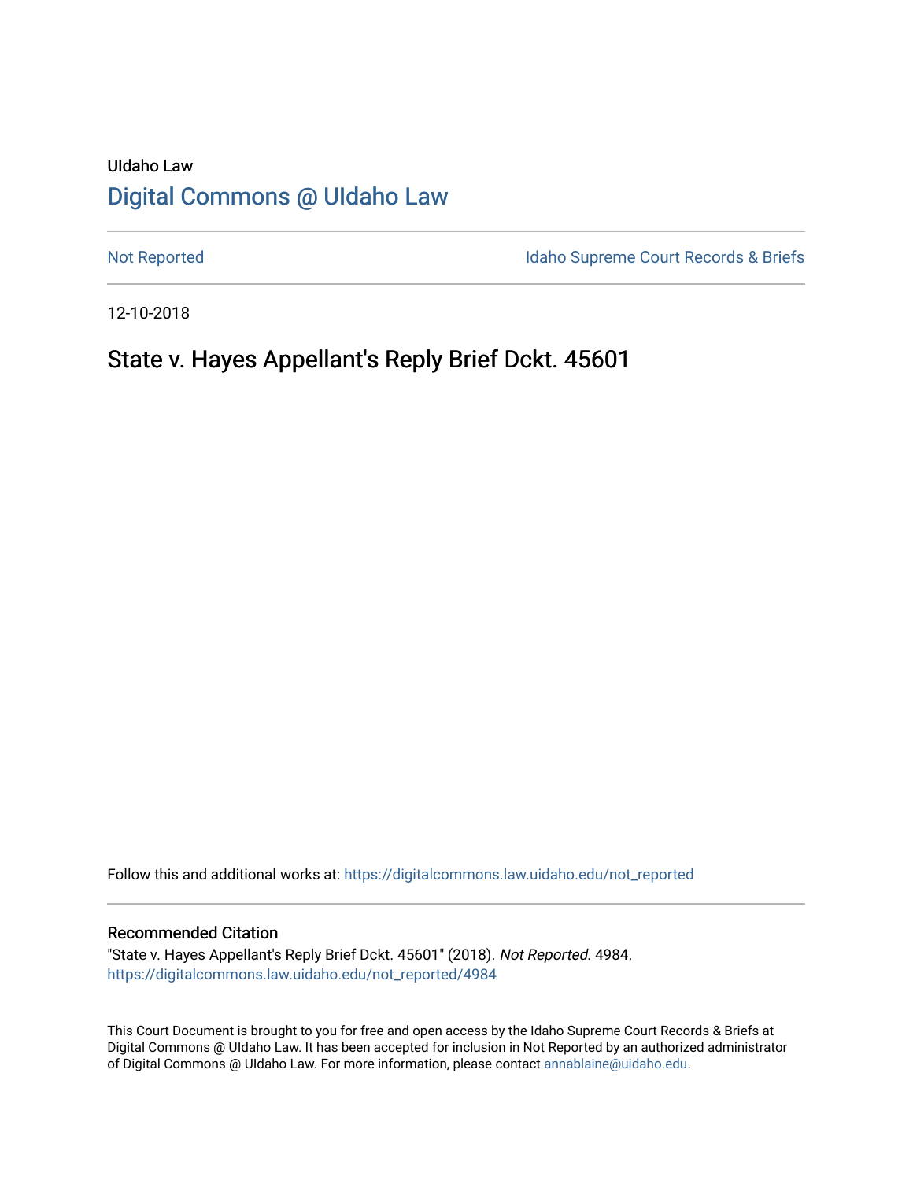UIdaho Law

# Digital Commons @ UIdaho Law

Not Reported | Idaho Supreme Court Records & Briefs

12-10-2018

## State v. Hayes Appellant's Reply Brief Dckt. 45601

Follow this and additional works at: https://digitalcommons.law.uidaho.edu/not_reported

### Recommended Citation

"State v. Hayes Appellant's Reply Brief Dckt. 45601" (2018). *Not Reported*. 4984.
https://digitalcommons.law.uidaho.edu/not_reported/4984

This Court Document is brought to you for free and open access by the Idaho Supreme Court Records & Briefs at Digital Commons @ UIdaho Law. It has been accepted for inclusion in Not Reported by an authorized administrator of Digital Commons @ UIdaho Law. For more information, please contact annablaine@uidaho.edu.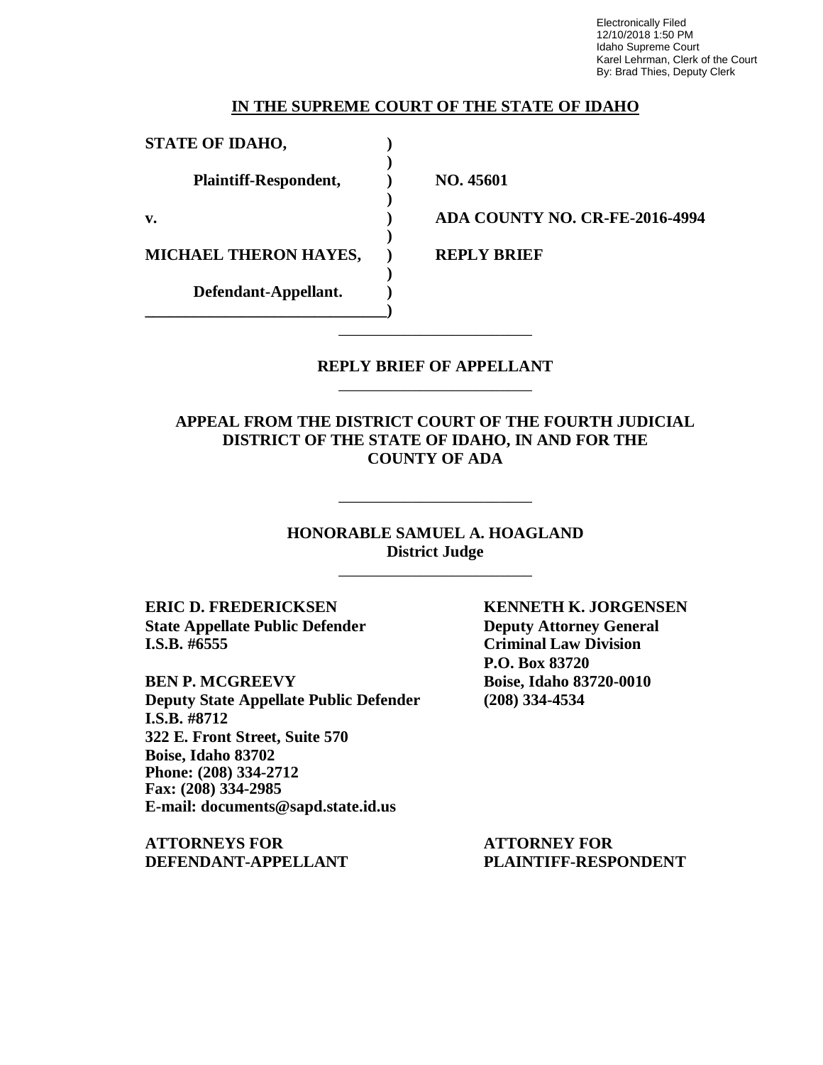Electronically Filed
12/10/2018 1:50 PM
Idaho Supreme Court
Karel Lehrman, Clerk of the Court
By: Brad Thies, Deputy Clerk

**IN THE SUPREME COURT OF THE STATE OF IDAHO**

| | | |
|---|---|---|
| **STATE OF IDAHO,** | **)** | |
| **Plaintiff-Respondent,** | **)** | **NO. 45601** |
| **v.** | **)** | **ADA COUNTY NO. CR-FE-2016-4994** |
| **MICHAEL THERON HAYES,** | **)** | **REPLY BRIEF** |
| **Defendant-Appellant.** | **)** | |

**REPLY BRIEF OF APPELLANT**

**APPEAL FROM THE DISTRICT COURT OF THE FOURTH JUDICIAL DISTRICT OF THE STATE OF IDAHO, IN AND FOR THE COUNTY OF ADA**

**HONORABLE SAMUEL A. HOAGLAND**
**District Judge**

**ERIC D. FREDERICKSEN**
**State Appellate Public Defender**
**I.S.B. #6555**

**BEN P. MCGREEVY**
**Deputy State Appellate Public Defender**
**I.S.B. #8712**
**322 E. Front Street, Suite 570**
**Boise, Idaho 83702**
**Phone: (208) 334-2712**
**Fax: (208) 334-2985**
**E-mail: documents@sapd.state.id.us**

**ATTORNEYS FOR DEFENDANT-APPELLANT**

**KENNETH K. JORGENSEN**
**Deputy Attorney General**
**Criminal Law Division**
**P.O. Box 83720**
**Boise, Idaho 83720-0010**
**(208) 334-4534**

**ATTORNEY FOR PLAINTIFF-RESPONDENT**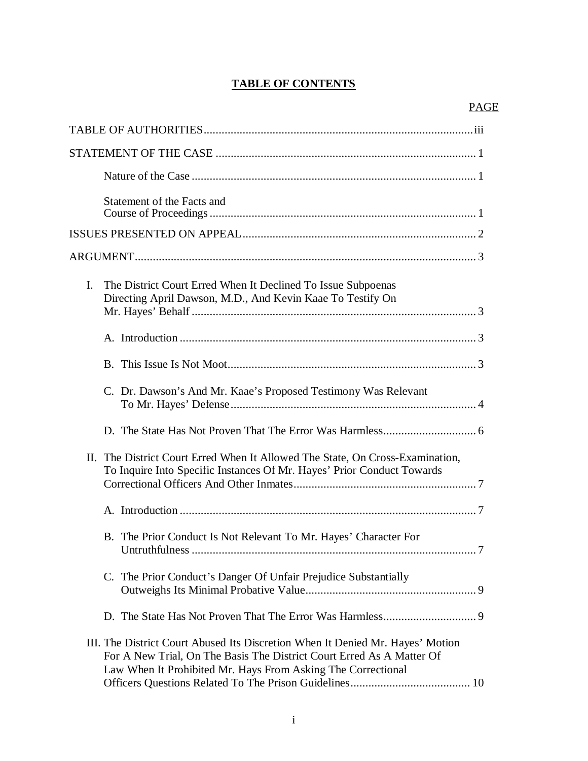# TABLE OF CONTENTS

PAGE

TABLE OF AUTHORITIES .......... iii

STATEMENT OF THE CASE .......... 1

- Nature of the Case .......... 1
- Statement of the Facts and Course of Proceedings .......... 1

ISSUES PRESENTED ON APPEAL .......... 2

ARGUMENT .......... 3

I. The District Court Erred When It Declined To Issue Subpoenas Directing April Dawson, M.D., And Kevin Kaae To Testify On Mr. Hayes' Behalf .......... 3

   A. Introduction .......... 3

   B. This Issue Is Not Moot .......... 3

   C. Dr. Dawson's And Mr. Kaae's Proposed Testimony Was Relevant To Mr. Hayes' Defense .......... 4

   D. The State Has Not Proven That The Error Was Harmless .......... 6

II. The District Court Erred When It Allowed The State, On Cross-Examination, To Inquire Into Specific Instances Of Mr. Hayes' Prior Conduct Towards Correctional Officers And Other Inmates .......... 7

   A. Introduction .......... 7

   B. The Prior Conduct Is Not Relevant To Mr. Hayes' Character For Untruthfulness .......... 7

   C. The Prior Conduct's Danger Of Unfair Prejudice Substantially Outweighs Its Minimal Probative Value .......... 9

   D. The State Has Not Proven That The Error Was Harmless .......... 9

III. The District Court Abused Its Discretion When It Denied Mr. Hayes' Motion For A New Trial, On The Basis The District Court Erred As A Matter Of Law When It Prohibited Mr. Hays From Asking The Correctional Officers Questions Related To The Prison Guidelines .......... 10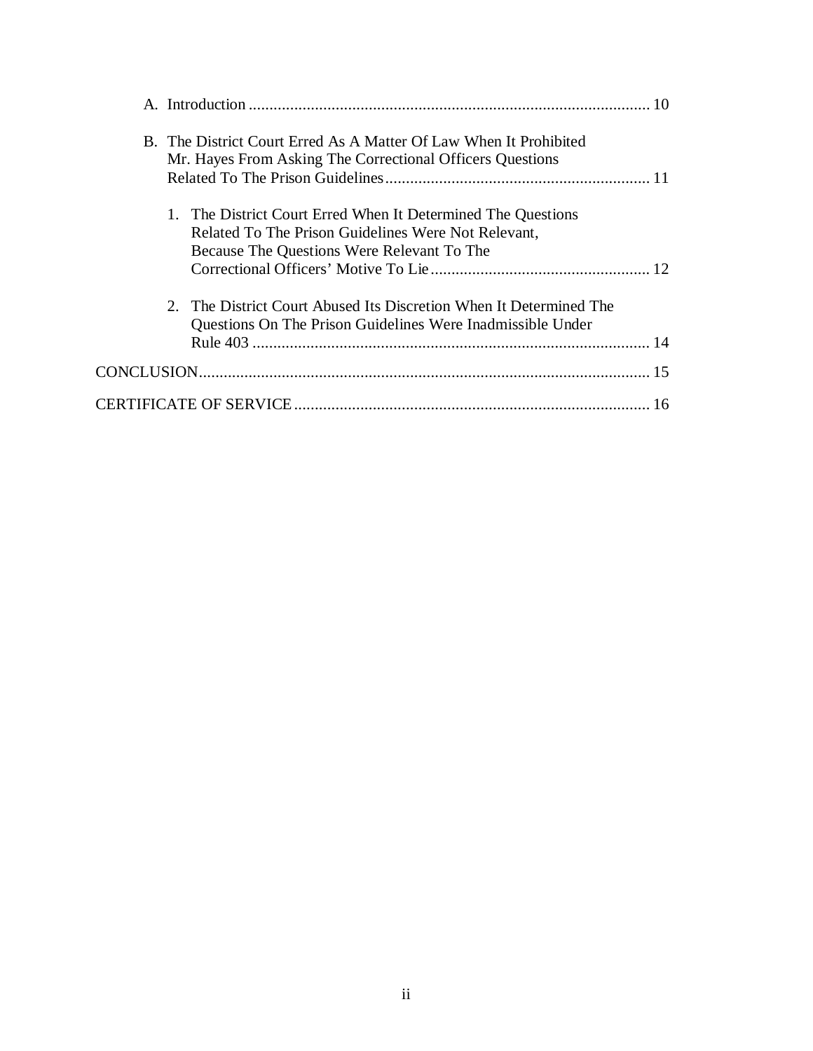A. Introduction ................................................................................................ 10

B. The District Court Erred As A Matter Of Law When It Prohibited Mr. Hayes From Asking The Correctional Officers Questions Related To The Prison Guidelines ................................................................ 11

1. The District Court Erred When It Determined The Questions Related To The Prison Guidelines Were Not Relevant, Because The Questions Were Relevant To The Correctional Officers' Motive To Lie ..................................................... 12

2. The District Court Abused Its Discretion When It Determined The Questions On The Prison Guidelines Were Inadmissible Under Rule 403 ................................................................................ 14

CONCLUSION............................................................................................................ 15

CERTIFICATE OF SERVICE ...................................................................................... 16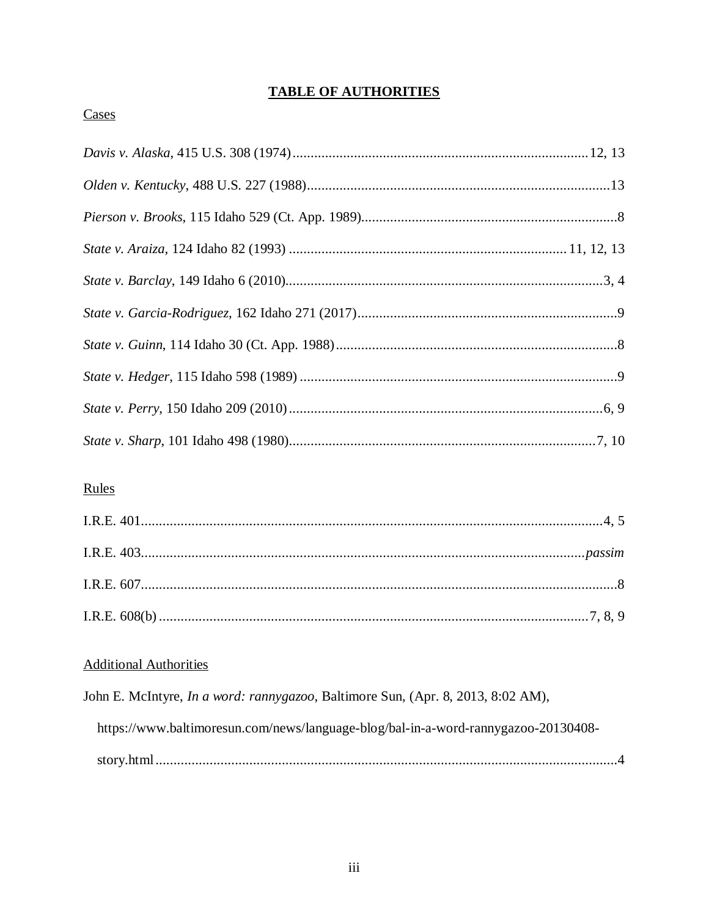# **TABLE OF AUTHORITIES**

Cases

*Davis v. Alaska*, 415 U.S. 308 (1974)....................12, 13

*Olden v. Kentucky*, 488 U.S. 227 (1988)....................13

*Pierson v. Brooks*, 115 Idaho 529 (Ct. App. 1989)....................8

*State v. Araiza*, 124 Idaho 82 (1993)....................11, 12, 13

*State v. Barclay*, 149 Idaho 6 (2010)....................3, 4

*State v. Garcia-Rodriguez*, 162 Idaho 271 (2017)....................9

*State v. Guinn*, 114 Idaho 30 (Ct. App. 1988)....................8

*State v. Hedger*, 115 Idaho 598 (1989)....................9

*State v. Perry*, 150 Idaho 209 (2010)....................6, 9

*State v. Sharp*, 101 Idaho 498 (1980)....................7, 10

Rules

I.R.E. 401....................4, 5

I.R.E. 403....................*passim*

I.R.E. 607....................8

I.R.E. 608(b)....................7, 8, 9

Additional Authorities

John E. McIntyre, *In a word: rannygazoo*, Baltimore Sun, (Apr. 8, 2013, 8:02 AM), https://www.baltimoresun.com/news/language-blog/bal-in-a-word-rannygazoo-20130408-story.html....................4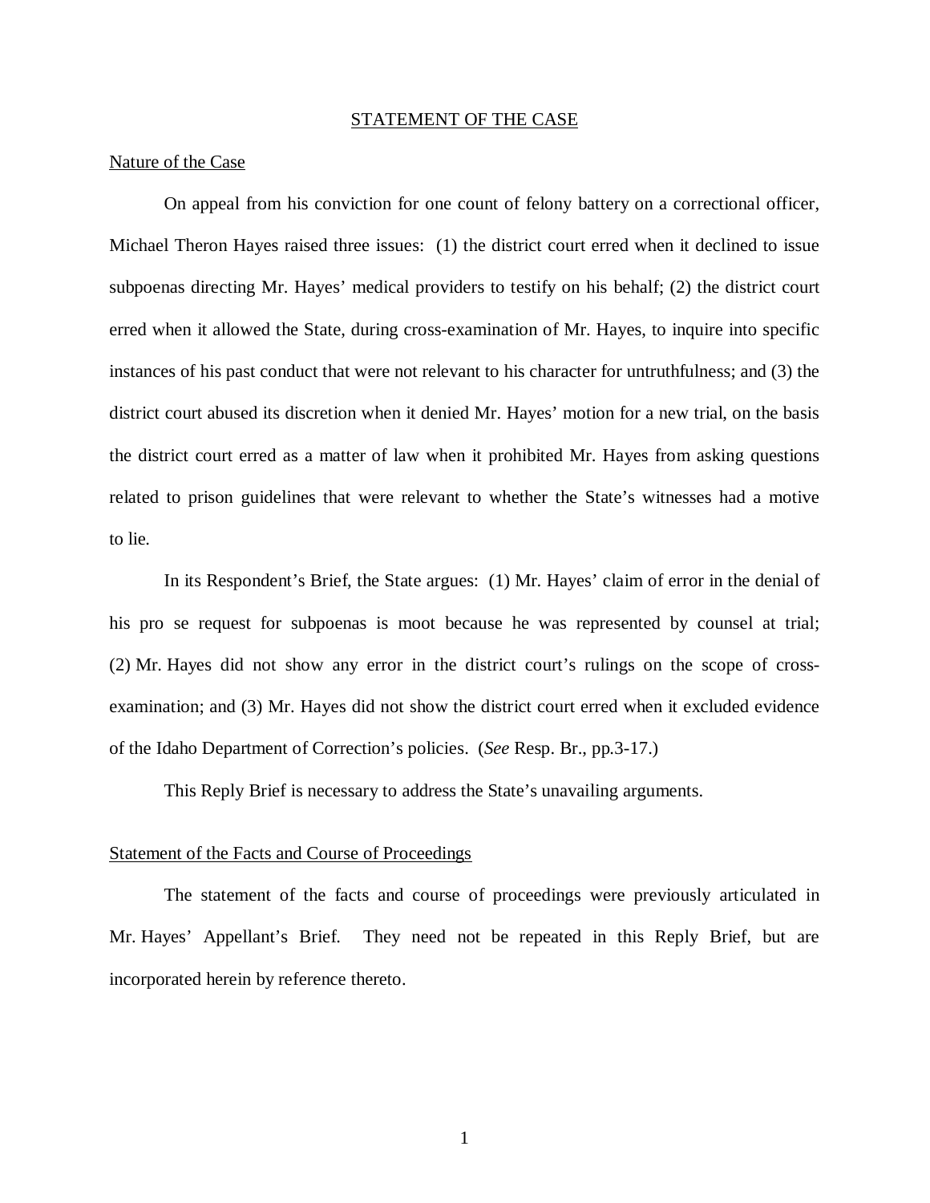## STATEMENT OF THE CASE

### Nature of the Case

On appeal from his conviction for one count of felony battery on a correctional officer, Michael Theron Hayes raised three issues: (1) the district court erred when it declined to issue subpoenas directing Mr. Hayes' medical providers to testify on his behalf; (2) the district court erred when it allowed the State, during cross-examination of Mr. Hayes, to inquire into specific instances of his past conduct that were not relevant to his character for untruthfulness; and (3) the district court abused its discretion when it denied Mr. Hayes' motion for a new trial, on the basis the district court erred as a matter of law when it prohibited Mr. Hayes from asking questions related to prison guidelines that were relevant to whether the State's witnesses had a motive to lie.

In its Respondent's Brief, the State argues: (1) Mr. Hayes' claim of error in the denial of his pro se request for subpoenas is moot because he was represented by counsel at trial; (2) Mr. Hayes did not show any error in the district court's rulings on the scope of cross-examination; and (3) Mr. Hayes did not show the district court erred when it excluded evidence of the Idaho Department of Correction's policies. (*See* Resp. Br., pp.3-17.)

This Reply Brief is necessary to address the State's unavailing arguments.

### Statement of the Facts and Course of Proceedings

The statement of the facts and course of proceedings were previously articulated in Mr. Hayes' Appellant's Brief. They need not be repeated in this Reply Brief, but are incorporated herein by reference thereto.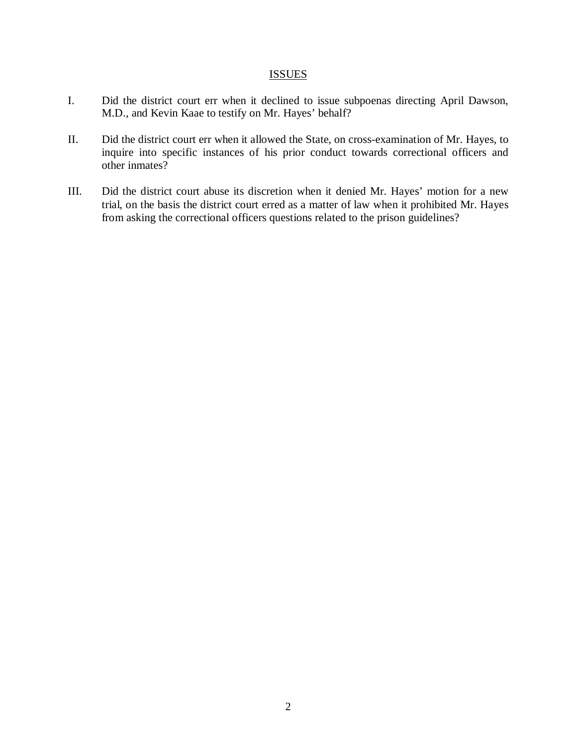## ISSUES

I. Did the district court err when it declined to issue subpoenas directing April Dawson, M.D., and Kevin Kaae to testify on Mr. Hayes' behalf?

II. Did the district court err when it allowed the State, on cross-examination of Mr. Hayes, to inquire into specific instances of his prior conduct towards correctional officers and other inmates?

III. Did the district court abuse its discretion when it denied Mr. Hayes' motion for a new trial, on the basis the district court erred as a matter of law when it prohibited Mr. Hayes from asking the correctional officers questions related to the prison guidelines?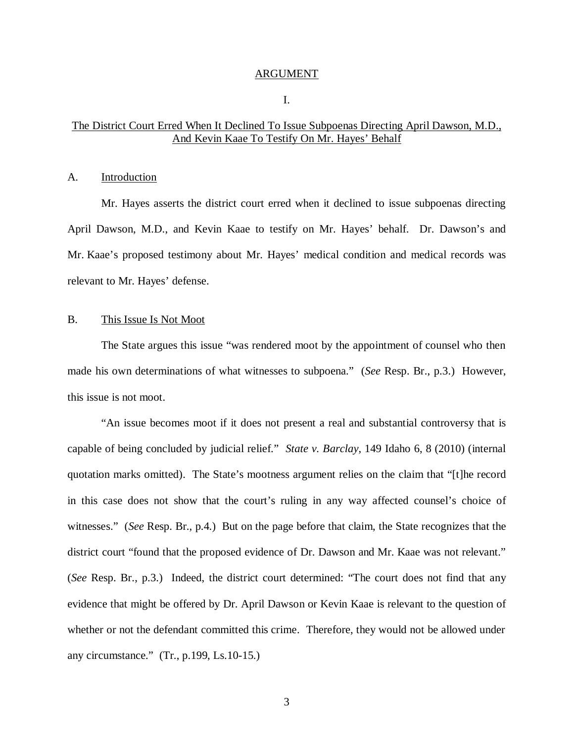## ARGUMENT

### I.

### The District Court Erred When It Declined To Issue Subpoenas Directing April Dawson, M.D., And Kevin Kaae To Testify On Mr. Hayes' Behalf

A. Introduction

Mr. Hayes asserts the district court erred when it declined to issue subpoenas directing April Dawson, M.D., and Kevin Kaae to testify on Mr. Hayes' behalf. Dr. Dawson's and Mr. Kaae's proposed testimony about Mr. Hayes' medical condition and medical records was relevant to Mr. Hayes' defense.

B. This Issue Is Not Moot

The State argues this issue "was rendered moot by the appointment of counsel who then made his own determinations of what witnesses to subpoena." (*See* Resp. Br., p.3.) However, this issue is not moot.

"An issue becomes moot if it does not present a real and substantial controversy that is capable of being concluded by judicial relief." *State v. Barclay*, 149 Idaho 6, 8 (2010) (internal quotation marks omitted). The State's mootness argument relies on the claim that "[t]he record in this case does not show that the court's ruling in any way affected counsel's choice of witnesses." (*See* Resp. Br., p.4.) But on the page before that claim, the State recognizes that the district court "found that the proposed evidence of Dr. Dawson and Mr. Kaae was not relevant." (*See* Resp. Br., p.3.) Indeed, the district court determined: "The court does not find that any evidence that might be offered by Dr. April Dawson or Kevin Kaae is relevant to the question of whether or not the defendant committed this crime. Therefore, they would not be allowed under any circumstance." (Tr., p.199, Ls.10-15.)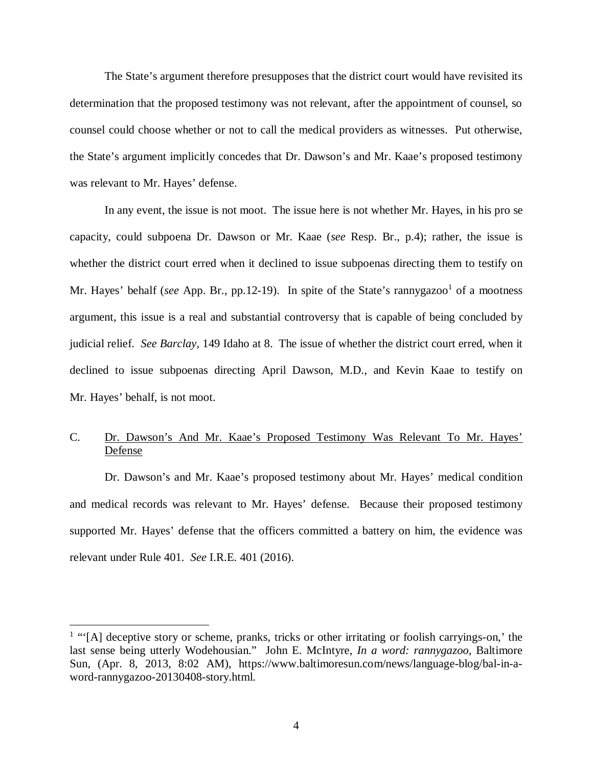The State's argument therefore presupposes that the district court would have revisited its determination that the proposed testimony was not relevant, after the appointment of counsel, so counsel could choose whether or not to call the medical providers as witnesses. Put otherwise, the State's argument implicitly concedes that Dr. Dawson's and Mr. Kaae's proposed testimony was relevant to Mr. Hayes' defense.

In any event, the issue is not moot. The issue here is not whether Mr. Hayes, in his pro se capacity, could subpoena Dr. Dawson or Mr. Kaae (*see* Resp. Br., p.4); rather, the issue is whether the district court erred when it declined to issue subpoenas directing them to testify on Mr. Hayes' behalf (*see* App. Br., pp.12-19). In spite of the State's rannygazoo[1] of a mootness argument, this issue is a real and substantial controversy that is capable of being concluded by judicial relief. *See Barclay*, 149 Idaho at 8. The issue of whether the district court erred, when it declined to issue subpoenas directing April Dawson, M.D., and Kevin Kaae to testify on Mr. Hayes' behalf, is not moot.

C. Dr. Dawson's And Mr. Kaae's Proposed Testimony Was Relevant To Mr. Hayes' Defense

Dr. Dawson's and Mr. Kaae's proposed testimony about Mr. Hayes' medical condition and medical records was relevant to Mr. Hayes' defense. Because their proposed testimony supported Mr. Hayes' defense that the officers committed a battery on him, the evidence was relevant under Rule 401. *See* I.R.E. 401 (2016).

---

[1] "'[A] deceptive story or scheme, pranks, tricks or other irritating or foolish carryings-on,' the last sense being utterly Wodehousian." John E. McIntyre, *In a word: rannygazoo*, Baltimore Sun, (Apr. 8, 2013, 8:02 AM), https://www.baltimoresun.com/news/language-blog/bal-in-a-word-rannygazoo-20130408-story.html.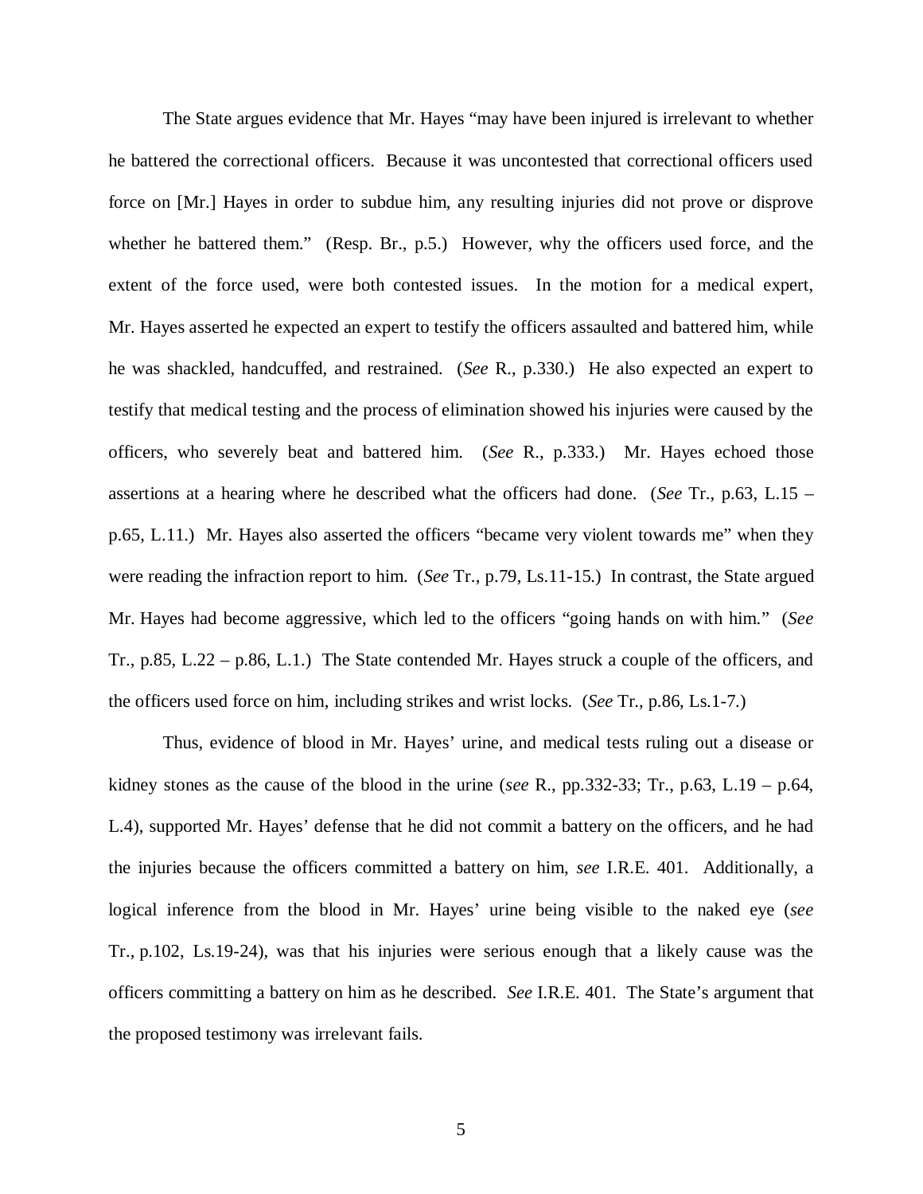The State argues evidence that Mr. Hayes "may have been injured is irrelevant to whether he battered the correctional officers. Because it was uncontested that correctional officers used force on [Mr.] Hayes in order to subdue him, any resulting injuries did not prove or disprove whether he battered them." (Resp. Br., p.5.) However, why the officers used force, and the extent of the force used, were both contested issues. In the motion for a medical expert, Mr. Hayes asserted he expected an expert to testify the officers assaulted and battered him, while he was shackled, handcuffed, and restrained. (*See* R., p.330.) He also expected an expert to testify that medical testing and the process of elimination showed his injuries were caused by the officers, who severely beat and battered him. (*See* R., p.333.) Mr. Hayes echoed those assertions at a hearing where he described what the officers had done. (*See* Tr., p.63, L.15 – p.65, L.11.) Mr. Hayes also asserted the officers "became very violent towards me" when they were reading the infraction report to him. (*See* Tr., p.79, Ls.11-15.) In contrast, the State argued Mr. Hayes had become aggressive, which led to the officers "going hands on with him." (*See* Tr., p.85, L.22 – p.86, L.1.) The State contended Mr. Hayes struck a couple of the officers, and the officers used force on him, including strikes and wrist locks. (*See* Tr., p.86, Ls.1-7.)

Thus, evidence of blood in Mr. Hayes' urine, and medical tests ruling out a disease or kidney stones as the cause of the blood in the urine (*see* R., pp.332-33; Tr., p.63, L.19 – p.64, L.4), supported Mr. Hayes' defense that he did not commit a battery on the officers, and he had the injuries because the officers committed a battery on him, *see* I.R.E. 401. Additionally, a logical inference from the blood in Mr. Hayes' urine being visible to the naked eye (*see* Tr., p.102, Ls.19-24), was that his injuries were serious enough that a likely cause was the officers committing a battery on him as he described. *See* I.R.E. 401. The State's argument that the proposed testimony was irrelevant fails.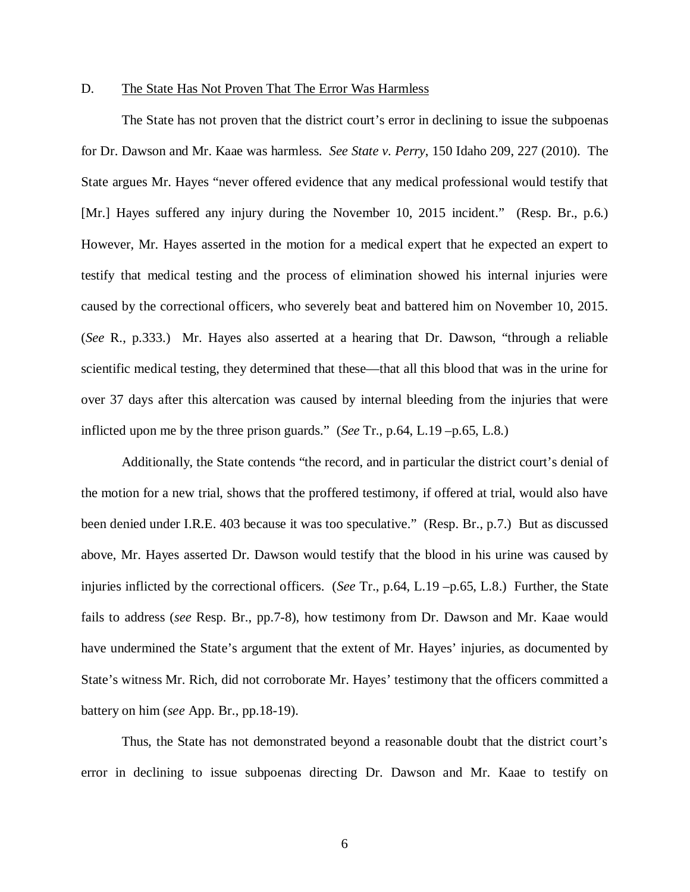### D. The State Has Not Proven That The Error Was Harmless

The State has not proven that the district court's error in declining to issue the subpoenas for Dr. Dawson and Mr. Kaae was harmless. *See State v. Perry*, 150 Idaho 209, 227 (2010). The State argues Mr. Hayes "never offered evidence that any medical professional would testify that [Mr.] Hayes suffered any injury during the November 10, 2015 incident." (Resp. Br., p.6.) However, Mr. Hayes asserted in the motion for a medical expert that he expected an expert to testify that medical testing and the process of elimination showed his internal injuries were caused by the correctional officers, who severely beat and battered him on November 10, 2015. (*See* R., p.333.) Mr. Hayes also asserted at a hearing that Dr. Dawson, "through a reliable scientific medical testing, they determined that these—that all this blood that was in the urine for over 37 days after this altercation was caused by internal bleeding from the injuries that were inflicted upon me by the three prison guards." (*See* Tr., p.64, L.19 –p.65, L.8.)

Additionally, the State contends "the record, and in particular the district court's denial of the motion for a new trial, shows that the proffered testimony, if offered at trial, would also have been denied under I.R.E. 403 because it was too speculative." (Resp. Br., p.7.) But as discussed above, Mr. Hayes asserted Dr. Dawson would testify that the blood in his urine was caused by injuries inflicted by the correctional officers. (*See* Tr., p.64, L.19 –p.65, L.8.) Further, the State fails to address (*see* Resp. Br., pp.7-8), how testimony from Dr. Dawson and Mr. Kaae would have undermined the State's argument that the extent of Mr. Hayes' injuries, as documented by State's witness Mr. Rich, did not corroborate Mr. Hayes' testimony that the officers committed a battery on him (*see* App. Br., pp.18-19).

Thus, the State has not demonstrated beyond a reasonable doubt that the district court's error in declining to issue subpoenas directing Dr. Dawson and Mr. Kaae to testify on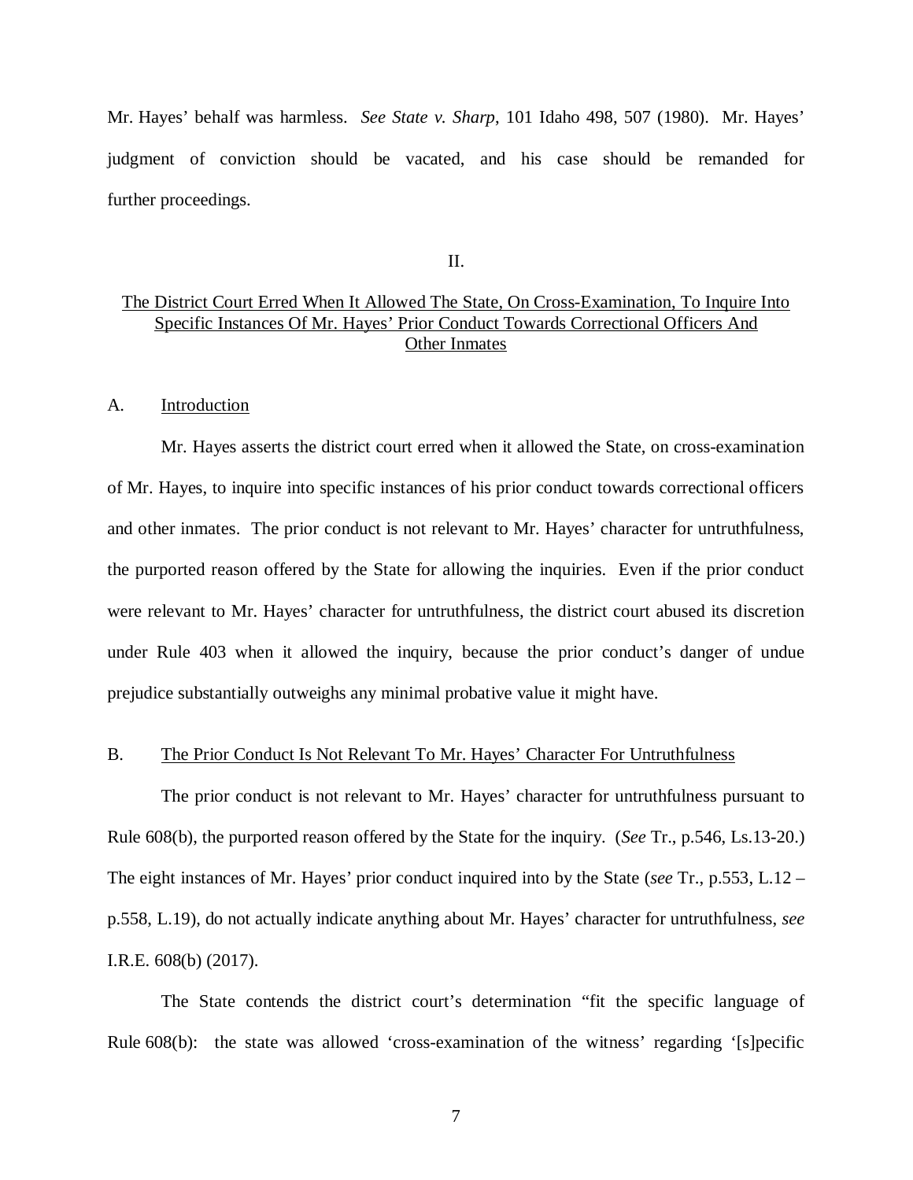Mr. Hayes' behalf was harmless. *See State v. Sharp*, 101 Idaho 498, 507 (1980). Mr. Hayes' judgment of conviction should be vacated, and his case should be remanded for further proceedings.

## II.

## The District Court Erred When It Allowed The State, On Cross-Examination, To Inquire Into Specific Instances Of Mr. Hayes' Prior Conduct Towards Correctional Officers And Other Inmates

### A. Introduction

Mr. Hayes asserts the district court erred when it allowed the State, on cross-examination of Mr. Hayes, to inquire into specific instances of his prior conduct towards correctional officers and other inmates. The prior conduct is not relevant to Mr. Hayes' character for untruthfulness, the purported reason offered by the State for allowing the inquiries. Even if the prior conduct were relevant to Mr. Hayes' character for untruthfulness, the district court abused its discretion under Rule 403 when it allowed the inquiry, because the prior conduct's danger of undue prejudice substantially outweighs any minimal probative value it might have.

### B. The Prior Conduct Is Not Relevant To Mr. Hayes' Character For Untruthfulness

The prior conduct is not relevant to Mr. Hayes' character for untruthfulness pursuant to Rule 608(b), the purported reason offered by the State for the inquiry. (*See* Tr., p.546, Ls.13-20.) The eight instances of Mr. Hayes' prior conduct inquired into by the State (*see* Tr., p.553, L.12 – p.558, L.19), do not actually indicate anything about Mr. Hayes' character for untruthfulness, *see* I.R.E. 608(b) (2017).

The State contends the district court's determination "fit the specific language of Rule 608(b): the state was allowed 'cross-examination of the witness' regarding '[s]pecific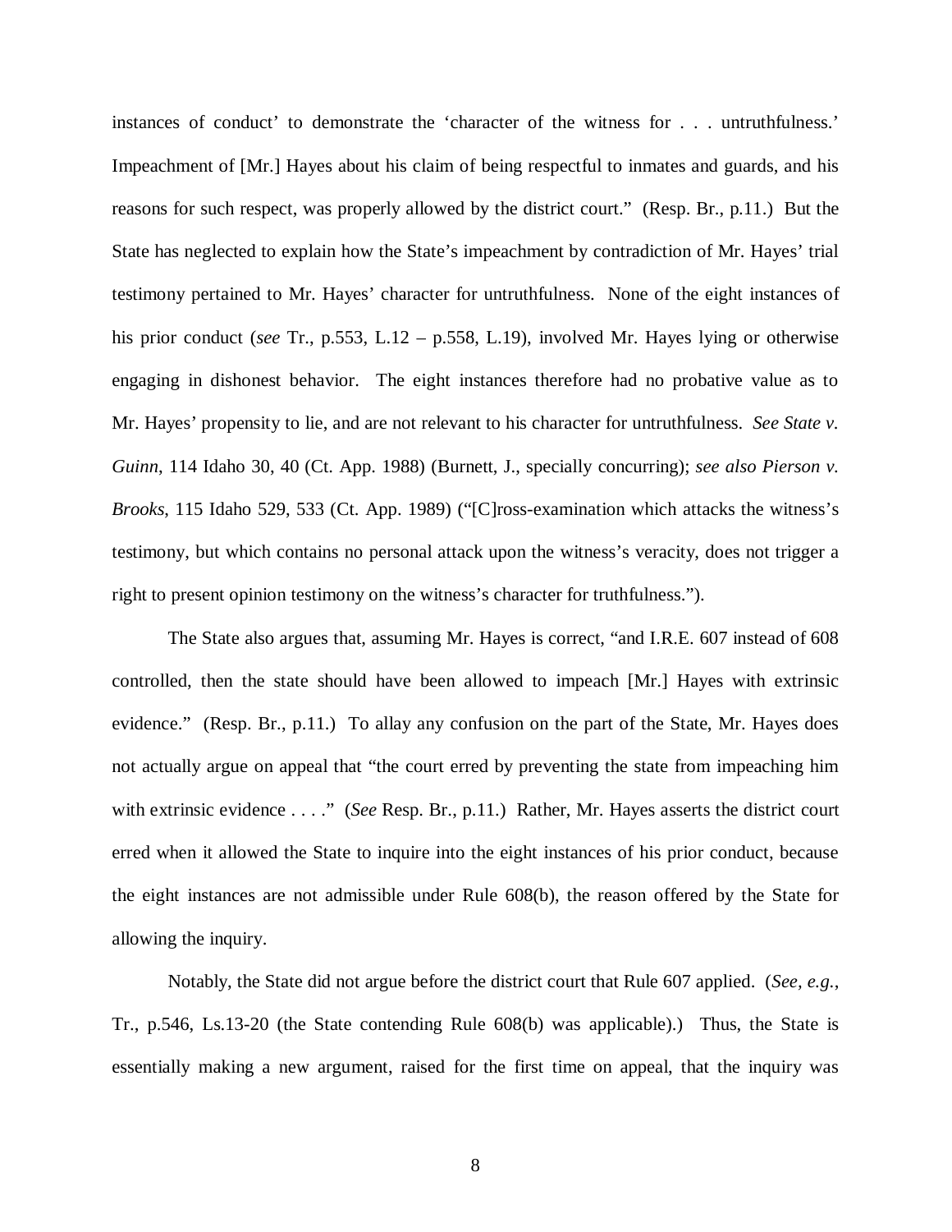instances of conduct' to demonstrate the 'character of the witness for . . . untruthfulness.' Impeachment of [Mr.] Hayes about his claim of being respectful to inmates and guards, and his reasons for such respect, was properly allowed by the district court." (Resp. Br., p.11.) But the State has neglected to explain how the State's impeachment by contradiction of Mr. Hayes' trial testimony pertained to Mr. Hayes' character for untruthfulness. None of the eight instances of his prior conduct (*see* Tr., p.553, L.12 – p.558, L.19), involved Mr. Hayes lying or otherwise engaging in dishonest behavior. The eight instances therefore had no probative value as to Mr. Hayes' propensity to lie, and are not relevant to his character for untruthfulness. *See State v. Guinn*, 114 Idaho 30, 40 (Ct. App. 1988) (Burnett, J., specially concurring); *see also Pierson v. Brooks*, 115 Idaho 529, 533 (Ct. App. 1989) ("[C]ross-examination which attacks the witness's testimony, but which contains no personal attack upon the witness's veracity, does not trigger a right to present opinion testimony on the witness's character for truthfulness.").

The State also argues that, assuming Mr. Hayes is correct, "and I.R.E. 607 instead of 608 controlled, then the state should have been allowed to impeach [Mr.] Hayes with extrinsic evidence." (Resp. Br., p.11.) To allay any confusion on the part of the State, Mr. Hayes does not actually argue on appeal that "the court erred by preventing the state from impeaching him with extrinsic evidence . . . ." (*See* Resp. Br., p.11.) Rather, Mr. Hayes asserts the district court erred when it allowed the State to inquire into the eight instances of his prior conduct, because the eight instances are not admissible under Rule 608(b), the reason offered by the State for allowing the inquiry.

Notably, the State did not argue before the district court that Rule 607 applied. (*See, e.g.*, Tr., p.546, Ls.13-20 (the State contending Rule 608(b) was applicable).) Thus, the State is essentially making a new argument, raised for the first time on appeal, that the inquiry was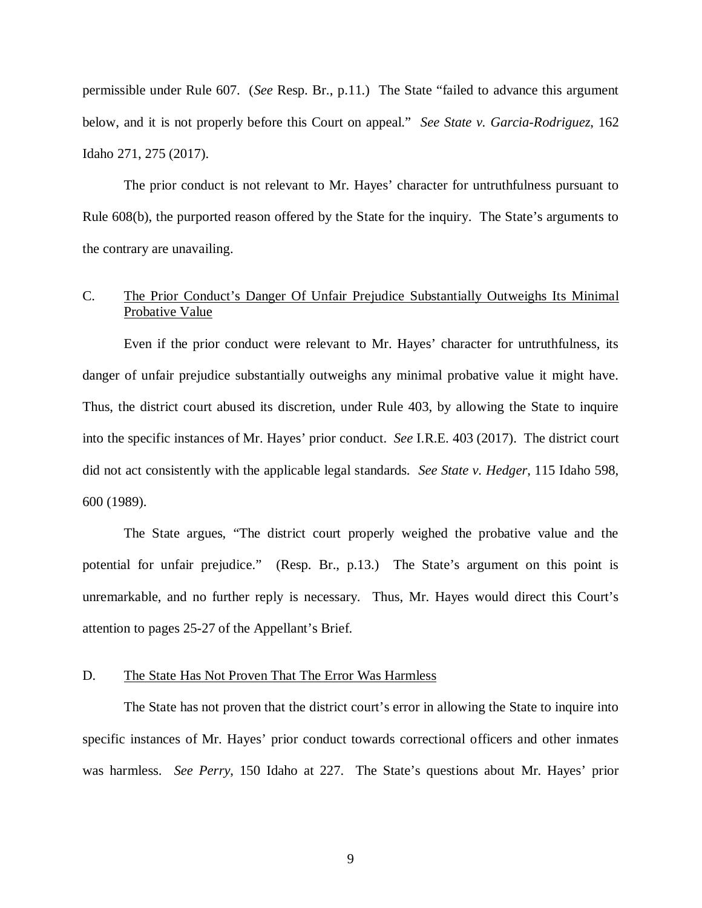permissible under Rule 607. (*See* Resp. Br., p.11.) The State "failed to advance this argument below, and it is not properly before this Court on appeal." *See State v. Garcia-Rodriguez*, 162 Idaho 271, 275 (2017).

The prior conduct is not relevant to Mr. Hayes' character for untruthfulness pursuant to Rule 608(b), the purported reason offered by the State for the inquiry. The State's arguments to the contrary are unavailing.

### C. <u>The Prior Conduct's Danger Of Unfair Prejudice Substantially Outweighs Its Minimal Probative Value</u>

Even if the prior conduct were relevant to Mr. Hayes' character for untruthfulness, its danger of unfair prejudice substantially outweighs any minimal probative value it might have. Thus, the district court abused its discretion, under Rule 403, by allowing the State to inquire into the specific instances of Mr. Hayes' prior conduct. *See* I.R.E. 403 (2017). The district court did not act consistently with the applicable legal standards. *See State v. Hedger*, 115 Idaho 598, 600 (1989).

The State argues, "The district court properly weighed the probative value and the potential for unfair prejudice." (Resp. Br., p.13.) The State's argument on this point is unremarkable, and no further reply is necessary. Thus, Mr. Hayes would direct this Court's attention to pages 25-27 of the Appellant's Brief.

### D. <u>The State Has Not Proven That The Error Was Harmless</u>

The State has not proven that the district court's error in allowing the State to inquire into specific instances of Mr. Hayes' prior conduct towards correctional officers and other inmates was harmless. *See Perry*, 150 Idaho at 227. The State's questions about Mr. Hayes' prior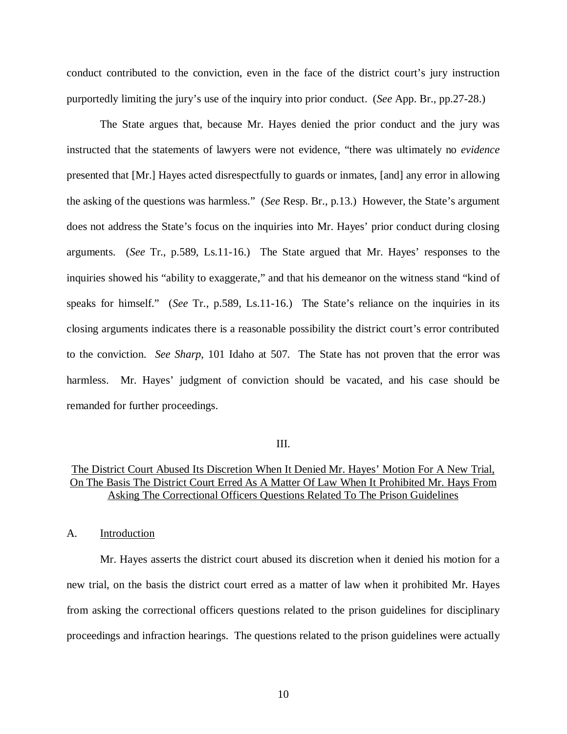conduct contributed to the conviction, even in the face of the district court's jury instruction purportedly limiting the jury's use of the inquiry into prior conduct. (*See* App. Br., pp.27-28.)

The State argues that, because Mr. Hayes denied the prior conduct and the jury was instructed that the statements of lawyers were not evidence, "there was ultimately no *evidence* presented that [Mr.] Hayes acted disrespectfully to guards or inmates, [and] any error in allowing the asking of the questions was harmless." (*See* Resp. Br., p.13.) However, the State's argument does not address the State's focus on the inquiries into Mr. Hayes' prior conduct during closing arguments. (*See* Tr., p.589, Ls.11-16.) The State argued that Mr. Hayes' responses to the inquiries showed his "ability to exaggerate," and that his demeanor on the witness stand "kind of speaks for himself." (*See* Tr., p.589, Ls.11-16.) The State's reliance on the inquiries in its closing arguments indicates there is a reasonable possibility the district court's error contributed to the conviction. *See Sharp*, 101 Idaho at 507. The State has not proven that the error was harmless. Mr. Hayes' judgment of conviction should be vacated, and his case should be remanded for further proceedings.

## III.

## <u>The District Court Abused Its Discretion When It Denied Mr. Hayes' Motion For A New Trial, On The Basis The District Court Erred As A Matter Of Law When It Prohibited Mr. Hays From Asking The Correctional Officers Questions Related To The Prison Guidelines</u>

### A. <u>Introduction</u>

Mr. Hayes asserts the district court abused its discretion when it denied his motion for a new trial, on the basis the district court erred as a matter of law when it prohibited Mr. Hayes from asking the correctional officers questions related to the prison guidelines for disciplinary proceedings and infraction hearings. The questions related to the prison guidelines were actually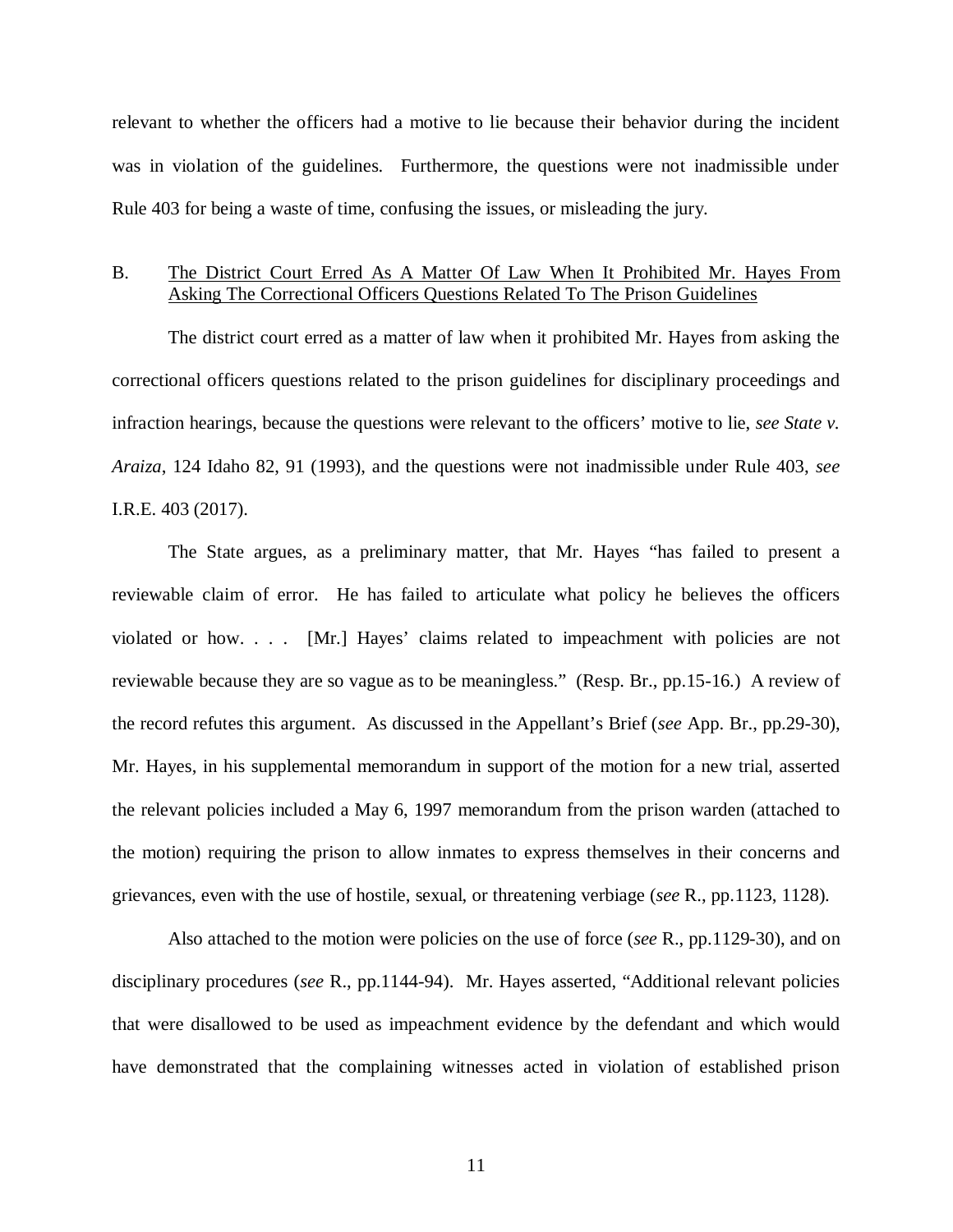relevant to whether the officers had a motive to lie because their behavior during the incident was in violation of the guidelines. Furthermore, the questions were not inadmissible under Rule 403 for being a waste of time, confusing the issues, or misleading the jury.

B. The District Court Erred As A Matter Of Law When It Prohibited Mr. Hayes From Asking The Correctional Officers Questions Related To The Prison Guidelines

The district court erred as a matter of law when it prohibited Mr. Hayes from asking the correctional officers questions related to the prison guidelines for disciplinary proceedings and infraction hearings, because the questions were relevant to the officers' motive to lie, *see State v. Araiza*, 124 Idaho 82, 91 (1993), and the questions were not inadmissible under Rule 403, *see* I.R.E. 403 (2017).

The State argues, as a preliminary matter, that Mr. Hayes "has failed to present a reviewable claim of error. He has failed to articulate what policy he believes the officers violated or how. . . . [Mr.] Hayes' claims related to impeachment with policies are not reviewable because they are so vague as to be meaningless." (Resp. Br., pp.15-16.) A review of the record refutes this argument. As discussed in the Appellant's Brief (*see* App. Br., pp.29-30), Mr. Hayes, in his supplemental memorandum in support of the motion for a new trial, asserted the relevant policies included a May 6, 1997 memorandum from the prison warden (attached to the motion) requiring the prison to allow inmates to express themselves in their concerns and grievances, even with the use of hostile, sexual, or threatening verbiage (*see* R., pp.1123, 1128).

Also attached to the motion were policies on the use of force (*see* R., pp.1129-30), and on disciplinary procedures (*see* R., pp.1144-94). Mr. Hayes asserted, "Additional relevant policies that were disallowed to be used as impeachment evidence by the defendant and which would have demonstrated that the complaining witnesses acted in violation of established prison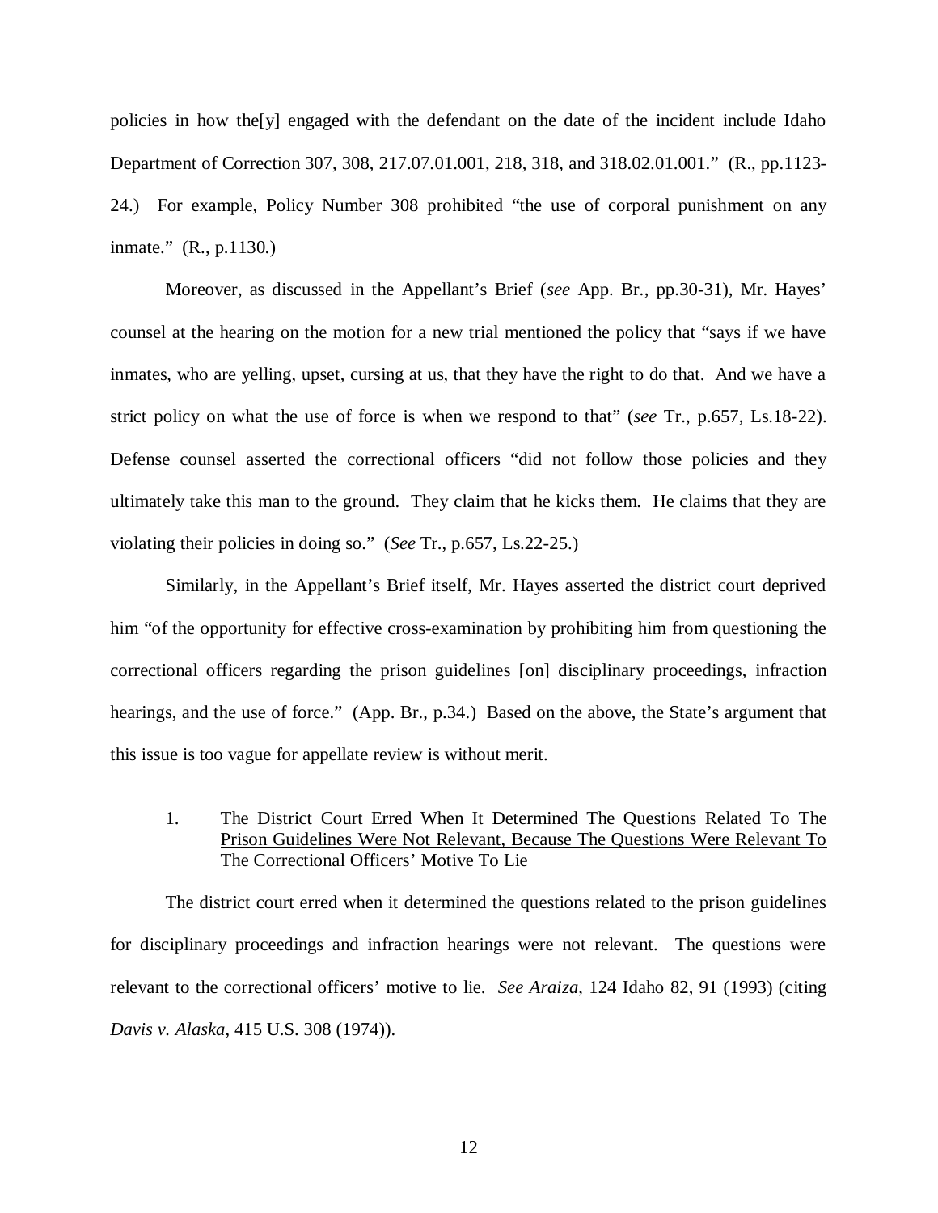policies in how the[y] engaged with the defendant on the date of the incident include Idaho Department of Correction 307, 308, 217.07.01.001, 218, 318, and 318.02.01.001." (R., pp.1123-24.) For example, Policy Number 308 prohibited "the use of corporal punishment on any inmate." (R., p.1130.)

Moreover, as discussed in the Appellant's Brief (*see* App. Br., pp.30-31), Mr. Hayes' counsel at the hearing on the motion for a new trial mentioned the policy that "says if we have inmates, who are yelling, upset, cursing at us, that they have the right to do that. And we have a strict policy on what the use of force is when we respond to that" (*see* Tr., p.657, Ls.18-22). Defense counsel asserted the correctional officers "did not follow those policies and they ultimately take this man to the ground. They claim that he kicks them. He claims that they are violating their policies in doing so." (*See* Tr., p.657, Ls.22-25.)

Similarly, in the Appellant's Brief itself, Mr. Hayes asserted the district court deprived him "of the opportunity for effective cross-examination by prohibiting him from questioning the correctional officers regarding the prison guidelines [on] disciplinary proceedings, infraction hearings, and the use of force." (App. Br., p.34.) Based on the above, the State's argument that this issue is too vague for appellate review is without merit.

1. <u>The District Court Erred When It Determined The Questions Related To The Prison Guidelines Were Not Relevant, Because The Questions Were Relevant To The Correctional Officers' Motive To Lie</u>

The district court erred when it determined the questions related to the prison guidelines for disciplinary proceedings and infraction hearings were not relevant. The questions were relevant to the correctional officers' motive to lie. *See Araiza*, 124 Idaho 82, 91 (1993) (citing *Davis v. Alaska*, 415 U.S. 308 (1974)).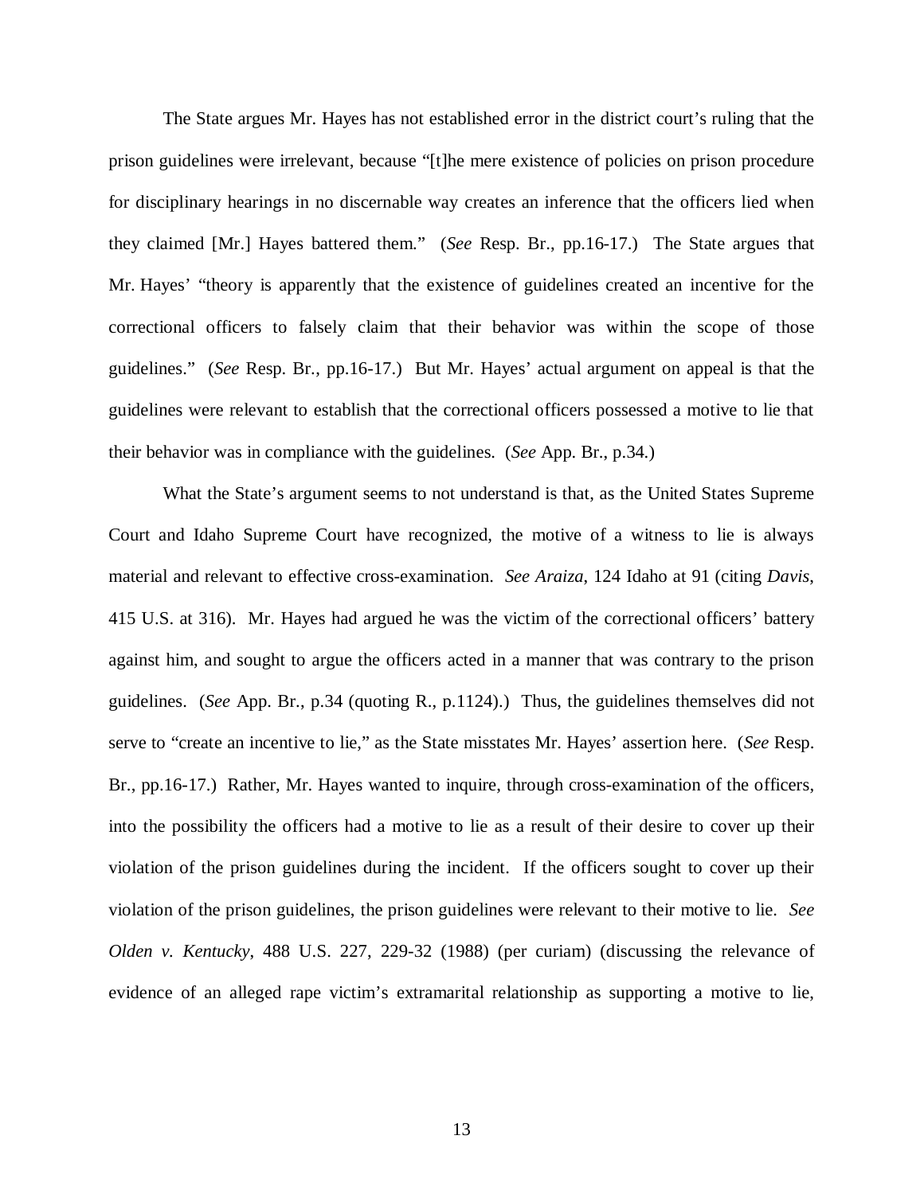The State argues Mr. Hayes has not established error in the district court's ruling that the prison guidelines were irrelevant, because "[t]he mere existence of policies on prison procedure for disciplinary hearings in no discernable way creates an inference that the officers lied when they claimed [Mr.] Hayes battered them." (*See* Resp. Br., pp.16-17.) The State argues that Mr. Hayes' "theory is apparently that the existence of guidelines created an incentive for the correctional officers to falsely claim that their behavior was within the scope of those guidelines." (*See* Resp. Br., pp.16-17.) But Mr. Hayes' actual argument on appeal is that the guidelines were relevant to establish that the correctional officers possessed a motive to lie that their behavior was in compliance with the guidelines. (*See* App. Br., p.34.)

What the State's argument seems to not understand is that, as the United States Supreme Court and Idaho Supreme Court have recognized, the motive of a witness to lie is always material and relevant to effective cross-examination. *See Araiza*, 124 Idaho at 91 (citing *Davis*, 415 U.S. at 316). Mr. Hayes had argued he was the victim of the correctional officers' battery against him, and sought to argue the officers acted in a manner that was contrary to the prison guidelines. (*See* App. Br., p.34 (quoting R., p.1124).) Thus, the guidelines themselves did not serve to "create an incentive to lie," as the State misstates Mr. Hayes' assertion here. (*See* Resp. Br., pp.16-17.) Rather, Mr. Hayes wanted to inquire, through cross-examination of the officers, into the possibility the officers had a motive to lie as a result of their desire to cover up their violation of the prison guidelines during the incident. If the officers sought to cover up their violation of the prison guidelines, the prison guidelines were relevant to their motive to lie. *See Olden v. Kentucky*, 488 U.S. 227, 229-32 (1988) (per curiam) (discussing the relevance of evidence of an alleged rape victim's extramarital relationship as supporting a motive to lie,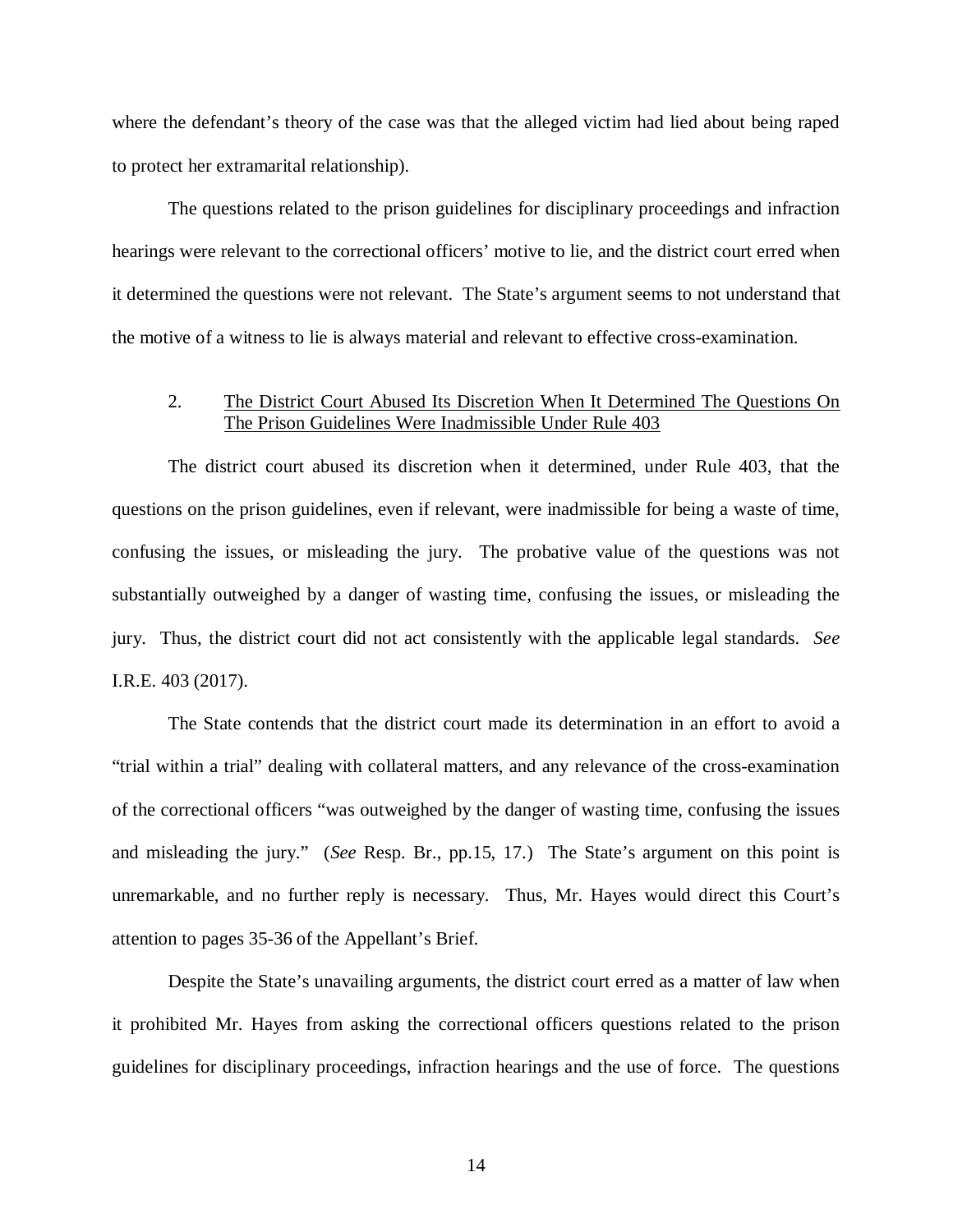where the defendant's theory of the case was that the alleged victim had lied about being raped to protect her extramarital relationship).

The questions related to the prison guidelines for disciplinary proceedings and infraction hearings were relevant to the correctional officers' motive to lie, and the district court erred when it determined the questions were not relevant. The State's argument seems to not understand that the motive of a witness to lie is always material and relevant to effective cross-examination.

2. The District Court Abused Its Discretion When It Determined The Questions On The Prison Guidelines Were Inadmissible Under Rule 403

The district court abused its discretion when it determined, under Rule 403, that the questions on the prison guidelines, even if relevant, were inadmissible for being a waste of time, confusing the issues, or misleading the jury. The probative value of the questions was not substantially outweighed by a danger of wasting time, confusing the issues, or misleading the jury. Thus, the district court did not act consistently with the applicable legal standards. *See* I.R.E. 403 (2017).

The State contends that the district court made its determination in an effort to avoid a "trial within a trial" dealing with collateral matters, and any relevance of the cross-examination of the correctional officers "was outweighed by the danger of wasting time, confusing the issues and misleading the jury." (*See* Resp. Br., pp.15, 17.) The State's argument on this point is unremarkable, and no further reply is necessary. Thus, Mr. Hayes would direct this Court's attention to pages 35-36 of the Appellant's Brief.

Despite the State's unavailing arguments, the district court erred as a matter of law when it prohibited Mr. Hayes from asking the correctional officers questions related to the prison guidelines for disciplinary proceedings, infraction hearings and the use of force. The questions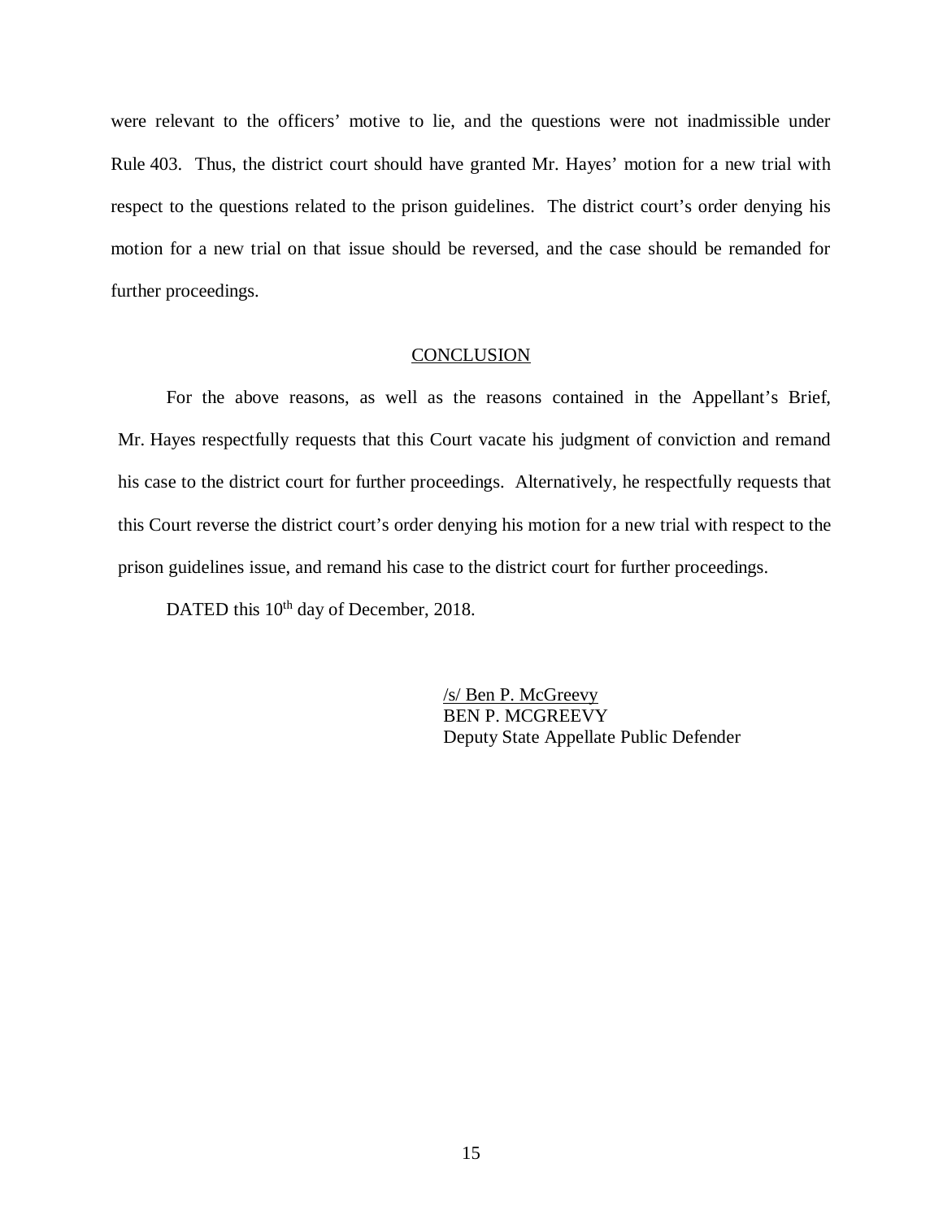were relevant to the officers' motive to lie, and the questions were not inadmissible under Rule 403. Thus, the district court should have granted Mr. Hayes' motion for a new trial with respect to the questions related to the prison guidelines. The district court's order denying his motion for a new trial on that issue should be reversed, and the case should be remanded for further proceedings.

## CONCLUSION

For the above reasons, as well as the reasons contained in the Appellant's Brief, Mr. Hayes respectfully requests that this Court vacate his judgment of conviction and remand his case to the district court for further proceedings. Alternatively, he respectfully requests that this Court reverse the district court's order denying his motion for a new trial with respect to the prison guidelines issue, and remand his case to the district court for further proceedings.

DATED this 10th day of December, 2018.

/s/ Ben P. McGreevy
BEN P. MCGREEVY
Deputy State Appellate Public Defender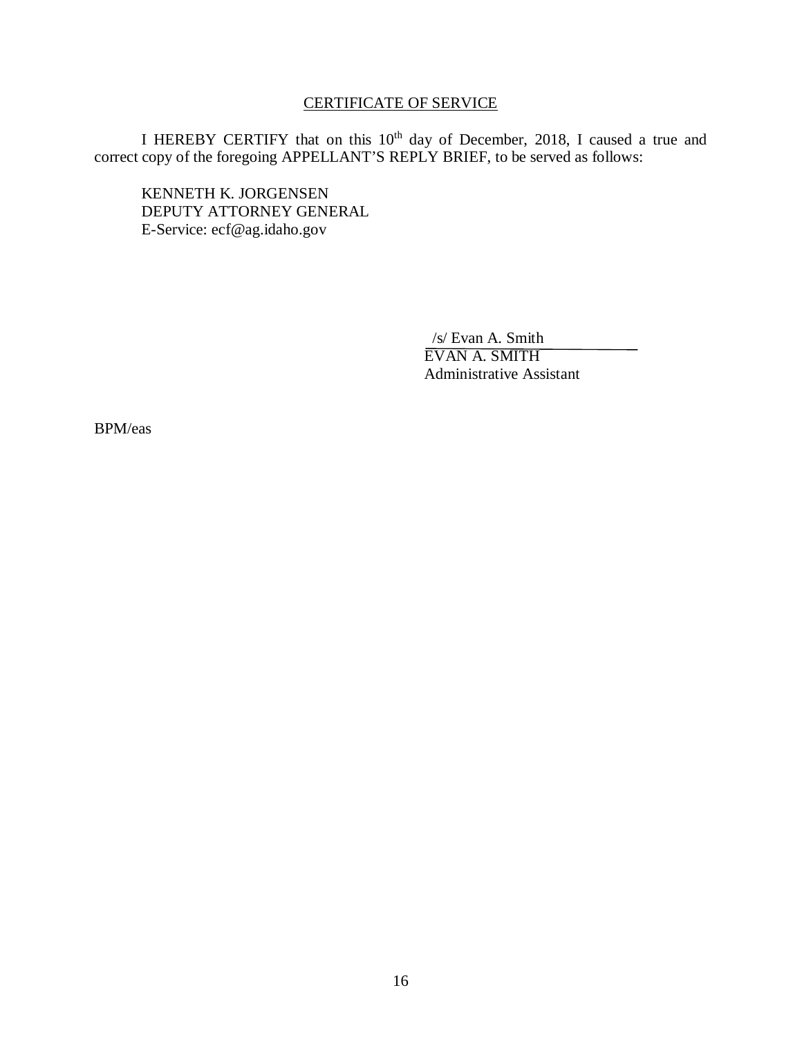## CERTIFICATE OF SERVICE

I HEREBY CERTIFY that on this 10th day of December, 2018, I caused a true and correct copy of the foregoing APPELLANT'S REPLY BRIEF, to be served as follows:

KENNETH K. JORGENSEN  
DEPUTY ATTORNEY GENERAL  
E-Service: ecf@ag.idaho.gov

/s/ Evan A. Smith  
EVAN A. SMITH  
Administrative Assistant

BPM/eas